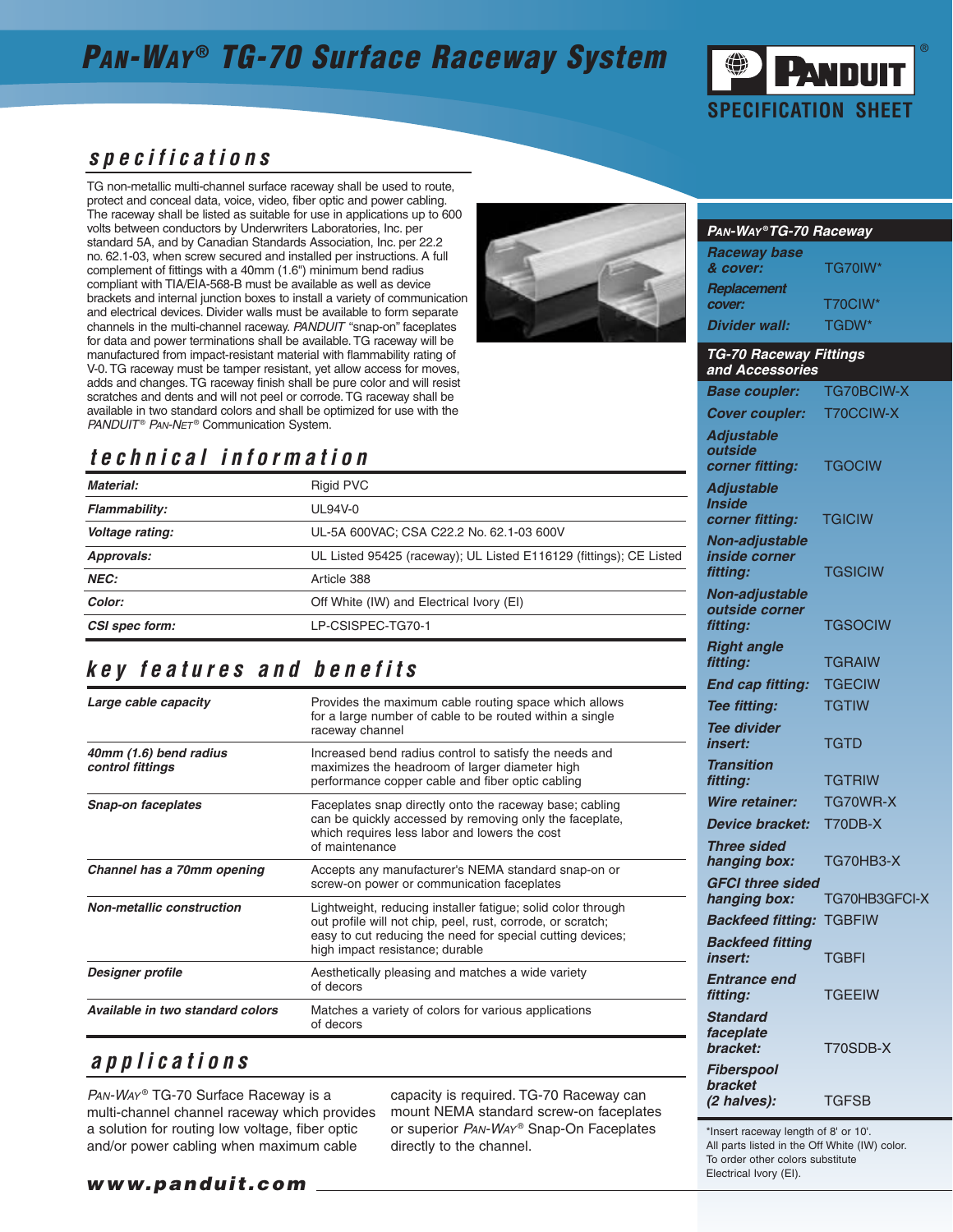# PAN-WAY® TG-70 Surface Raceway System

PANDUIT®
SPECIFICATION SHEET

## specifications

TG non-metallic multi-channel surface raceway shall be used to route, protect and conceal data, voice, video, fiber optic and power cabling. The raceway shall be listed as suitable for use in applications up to 600 volts between conductors by Underwriters Laboratories, Inc. per standard 5A, and by Canadian Standards Association, Inc. per 22.2 no. 62.1-03, when screw secured and installed per instructions. A full complement of fittings with a 40mm (1.6") minimum bend radius compliant with TIA/EIA-568-B must be available as well as device brackets and internal junction boxes to install a variety of communication and electrical devices. Divider walls must be available to form separate channels in the multi-channel raceway. *PANDUIT* "snap-on" faceplates for data and power terminations shall be available. TG raceway will be manufactured from impact-resistant material with flammability rating of V-0. TG raceway must be tamper resistant, yet allow access for moves, adds and changes. TG raceway finish shall be pure color and will resist scratches and dents and will not peel or corrode. TG raceway shall be available in two standard colors and shall be optimized for use with the *PANDUIT® PAN-NET®* Communication System.

## technical information

| | |
|---|---|
| ***Material:*** | Rigid PVC |
| ***Flammability:*** | UL94V-0 |
| ***Voltage rating:*** | UL-5A 600VAC; CSA C22.2 No. 62.1-03 600V |
| ***Approvals:*** | UL Listed 95425 (raceway); UL Listed E116129 (fittings); CE Listed |
| ***NEC:*** | Article 388 |
| ***Color:*** | Off White (IW) and Electrical Ivory (EI) |
| ***CSI spec form:*** | LP-CSISPEC-TG70-1 |

## key features and benefits

| | |
|---|---|
| ***Large cable capacity*** | Provides the maximum cable routing space which allows for a large number of cable to be routed within a single raceway channel |
| ***40mm (1.6) bend radius control fittings*** | Increased bend radius control to satisfy the needs and maximizes the headroom of larger diameter high performance copper cable and fiber optic cabling |
| ***Snap-on faceplates*** | Faceplates snap directly onto the raceway base; cabling can be quickly accessed by removing only the faceplate, which requires less labor and lowers the cost of maintenance |
| ***Channel has a 70mm opening*** | Accepts any manufacturer's NEMA standard snap-on or screw-on power or communication faceplates |
| ***Non-metallic construction*** | Lightweight, reducing installer fatigue; solid color through out profile will not chip, peel, rust, corrode, or scratch; easy to cut reducing the need for special cutting devices; high impact resistance; durable |
| ***Designer profile*** | Aesthetically pleasing and matches a wide variety of decors |
| ***Available in two standard colors*** | Matches a variety of colors for various applications of decors |

## applications

*PAN-WAY®* TG-70 Surface Raceway is a multi-channel channel raceway which provides a solution for routing low voltage, fiber optic and/or power cabling when maximum cable capacity is required. TG-70 Raceway can mount NEMA standard screw-on faceplates or superior *PAN-WAY®* Snap-On Faceplates directly to the channel.

### *PAN-WAY® TG-70 Raceway*

| | |
|---|---|
| ***Raceway base & cover:*** | TG70IW* |
| ***Replacement cover:*** | T70CIW* |
| ***Divider wall:*** | TGDW* |

### *TG-70 Raceway Fittings and Accessories*

| | |
|---|---|
| ***Base coupler:*** | T70BCIW-X |
| ***Cover coupler:*** | T70CCIW-X |
| ***Adjustable outside corner fitting:*** | TGOCIW |
| ***Adjustable Inside corner fitting:*** | TGICIW |
| ***Non-adjustable inside corner fitting:*** | TGSICIW |
| ***Non-adjustable outside corner fitting:*** | TGSOCIW |
| ***Right angle fitting:*** | TGRAIW |
| ***End cap fitting:*** | TGECIW |
| ***Tee fitting:*** | TGTIW |
| ***Tee divider insert:*** | TGTD |
| ***Transition fitting:*** | TGTRIW |
| ***Wire retainer:*** | TG70WR-X |
| ***Device bracket:*** | T70DB-X |
| ***Three sided hanging box:*** | TG70HB3-X |
| ***GFCI three sided hanging box:*** | TG70HB3GFCI-X |
| ***Backfeed fitting:*** | TGBFIW |
| ***Backfeed fitting insert:*** | TGBFI |
| ***Entrance end fitting:*** | TGEEIW |
| ***Standard faceplate bracket:*** | T70SDB-X |
| ***Fiberspool bracket (2 halves):*** | TGFSB |

*Insert raceway length of 8' or 10'.
All parts listed in the Off White (IW) color.
To order other colors substitute Electrical Ivory (EI).

***www.panduit.com***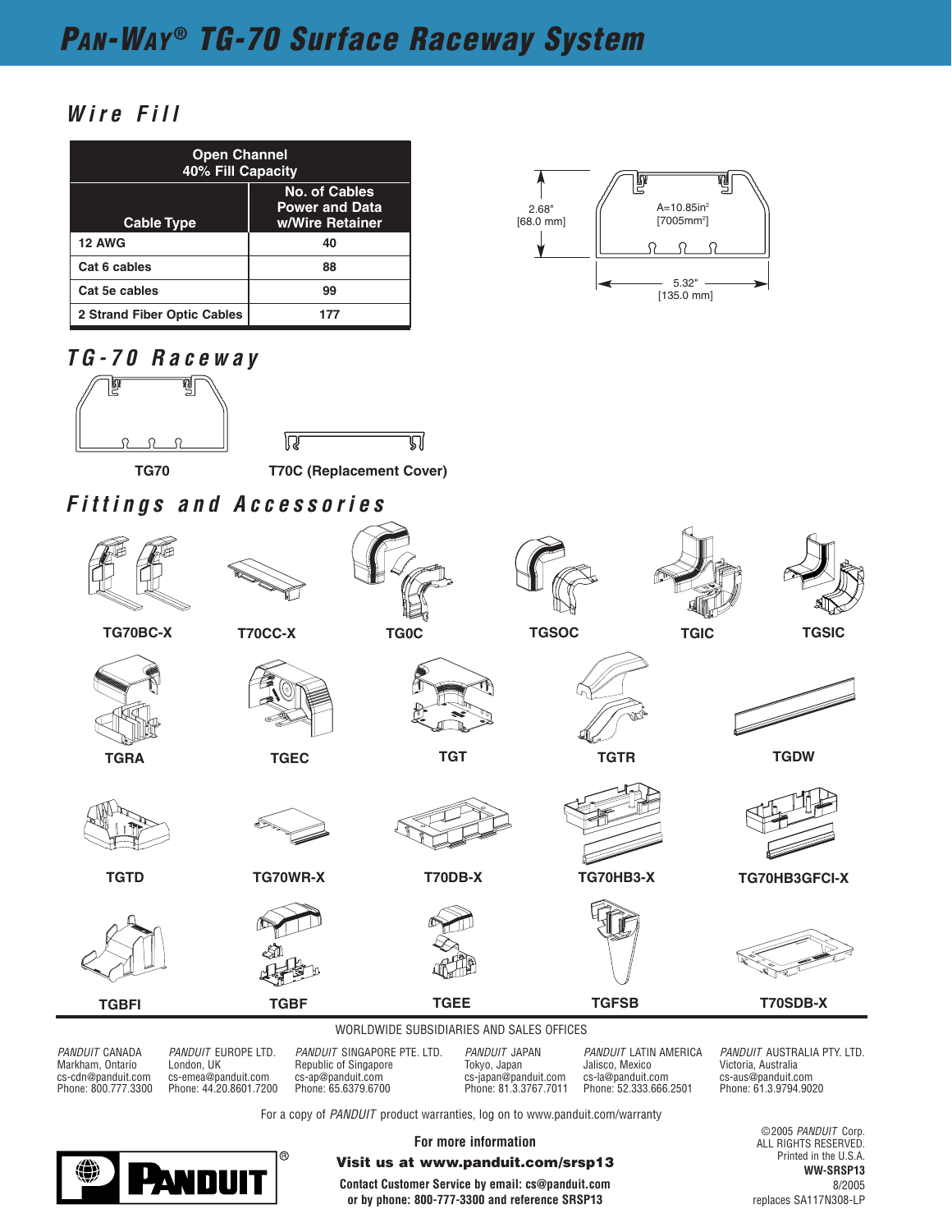# PAN-WAY® TG-70 Surface Raceway System

## Wire Fill

| Open Channel 40% Fill Capacity | |
|---|---|
| Cable Type | No. of Cables Power and Data w/Wire Retainer |
| 12 AWG | 40 |
| Cat 6 cables | 88 |
| Cat 5e cables | 99 |
| 2 Strand Fiber Optic Cables | 177 |

2.68" [68.0 mm]

A=10.85in² [7005mm²]

5.32" [135.0 mm]

## TG-70 Raceway

TG70

T70C (Replacement Cover)

## Fittings and Accessories

TG70BC-X

T70CC-X

TG0C

TGSOC

TGIC

TGSIC

TGRA

TGEC

TGT

TGTR

TGDW

TGTD

TG70WR-X

T70DB-X

TG70HB3-X

TG70HB3GFCI-X

TGBFI

TGBF

TGEE

TGFSB

T70SDB-X

WORLDWIDE SUBSIDIARIES AND SALES OFFICES

*PANDUIT* CANADA
Markham, Ontario
cs-cdn@panduit.com
Phone: 800.777.3300

*PANDUIT* EUROPE LTD.
London, UK
cs-emea@panduit.com
Phone: 44.20.8601.7200

*PANDUIT* SINGAPORE PTE. LTD.
Republic of Singapore
cs-ap@panduit.com
Phone: 65.6379.6700

*PANDUIT* JAPAN
Tokyo, Japan
cs-japan@panduit.com
Phone: 81.3.3767.7011

*PANDUIT* LATIN AMERICA
Jalisco, Mexico
cs-la@panduit.com
Phone: 52.333.666.2501

*PANDUIT* AUSTRALIA PTY. LTD.
Victoria, Australia
cs-aus@panduit.com
Phone: 61.3.9794.9020

For a copy of *PANDUIT* product warranties, log on to www.panduit.com/warranty

PANDUIT®

**For more information**

**Visit us at www.panduit.com/srsp13**

**Contact Customer Service by email: cs@panduit.com**
**or by phone: 800-777-3300 and reference SRSP13**

©2005 *PANDUIT* Corp.
ALL RIGHTS RESERVED.
Printed in the U.S.A.
**WW-SRSP13**
8/2005
replaces SA117N308-LP